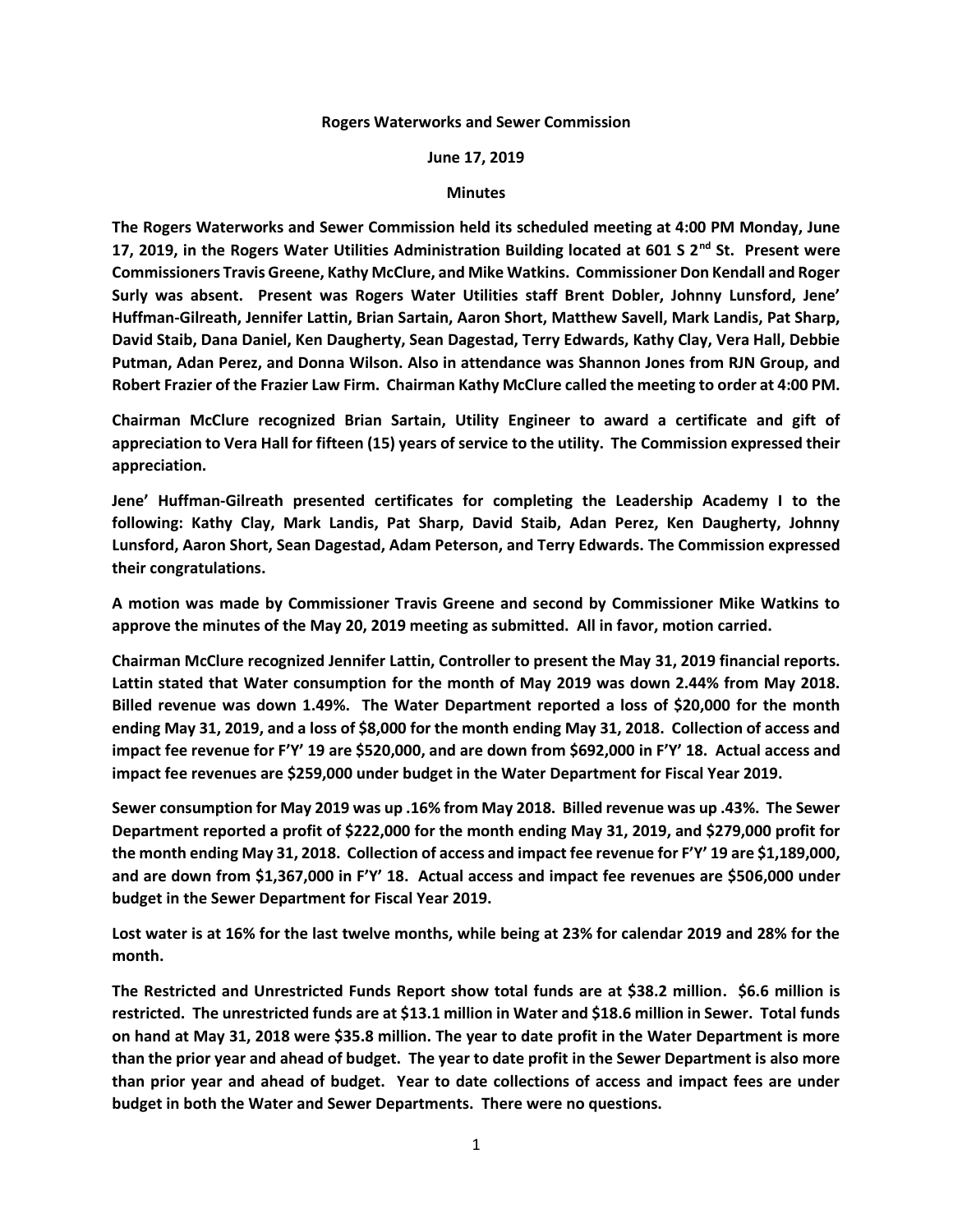**Rogers Waterworks and Sewer Commission**

**June 17, 2019**

**Minutes**

**The Rogers Waterworks and Sewer Commission held its scheduled meeting at 4:00 PM Monday, June 17, 2019, in the Rogers Water Utilities Administration Building located at 601 S 2nd St. Present were Commissioners Travis Greene, Kathy McClure, and Mike Watkins. Commissioner Don Kendall and Roger Surly was absent. Present was Rogers Water Utilities staff Brent Dobler, Johnny Lunsford, Jene' Huffman-Gilreath, Jennifer Lattin, Brian Sartain, Aaron Short, Matthew Savell, Mark Landis, Pat Sharp, David Staib, Dana Daniel, Ken Daugherty, Sean Dagestad, Terry Edwards, Kathy Clay, Vera Hall, Debbie Putman, Adan Perez, and Donna Wilson. Also in attendance was Shannon Jones from RJN Group, and Robert Frazier of the Frazier Law Firm. Chairman Kathy McClure called the meeting to order at 4:00 PM.**

**Chairman McClure recognized Brian Sartain, Utility Engineer to award a certificate and gift of appreciation to Vera Hall for fifteen (15) years of service to the utility. The Commission expressed their appreciation.**

**Jene' Huffman-Gilreath presented certificates for completing the Leadership Academy I to the following: Kathy Clay, Mark Landis, Pat Sharp, David Staib, Adan Perez, Ken Daugherty, Johnny Lunsford, Aaron Short, Sean Dagestad, Adam Peterson, and Terry Edwards. The Commission expressed their congratulations.**

**A motion was made by Commissioner Travis Greene and second by Commissioner Mike Watkins to approve the minutes of the May 20, 2019 meeting as submitted. All in favor, motion carried.**

**Chairman McClure recognized Jennifer Lattin, Controller to present the May 31, 2019 financial reports. Lattin stated that Water consumption for the month of May 2019 was down 2.44% from May 2018. Billed revenue was down 1.49%. The Water Department reported a loss of $20,000 for the month ending May 31, 2019, and a loss of $8,000 for the month ending May 31, 2018. Collection of access and impact fee revenue for F'Y' 19 are $520,000, and are down from $692,000 in F'Y' 18. Actual access and impact fee revenues are $259,000 under budget in the Water Department for Fiscal Year 2019.**

**Sewer consumption for May 2019 was up .16% from May 2018. Billed revenue was up .43%. The Sewer Department reported a profit of $222,000 for the month ending May 31, 2019, and $279,000 profit for the month ending May 31, 2018. Collection of access and impact fee revenue for F'Y' 19 are $1,189,000, and are down from $1,367,000 in F'Y' 18. Actual access and impact fee revenues are $506,000 under budget in the Sewer Department for Fiscal Year 2019.**

**Lost water is at 16% for the last twelve months, while being at 23% for calendar 2019 and 28% for the month.**

**The Restricted and Unrestricted Funds Report show total funds are at $38.2 million. $6.6 million is restricted. The unrestricted funds are at $13.1 million in Water and $18.6 million in Sewer. Total funds on hand at May 31, 2018 were $35.8 million. The year to date profit in the Water Department is more than the prior year and ahead of budget. The year to date profit in the Sewer Department is also more than prior year and ahead of budget. Year to date collections of access and impact fees are under budget in both the Water and Sewer Departments. There were no questions.**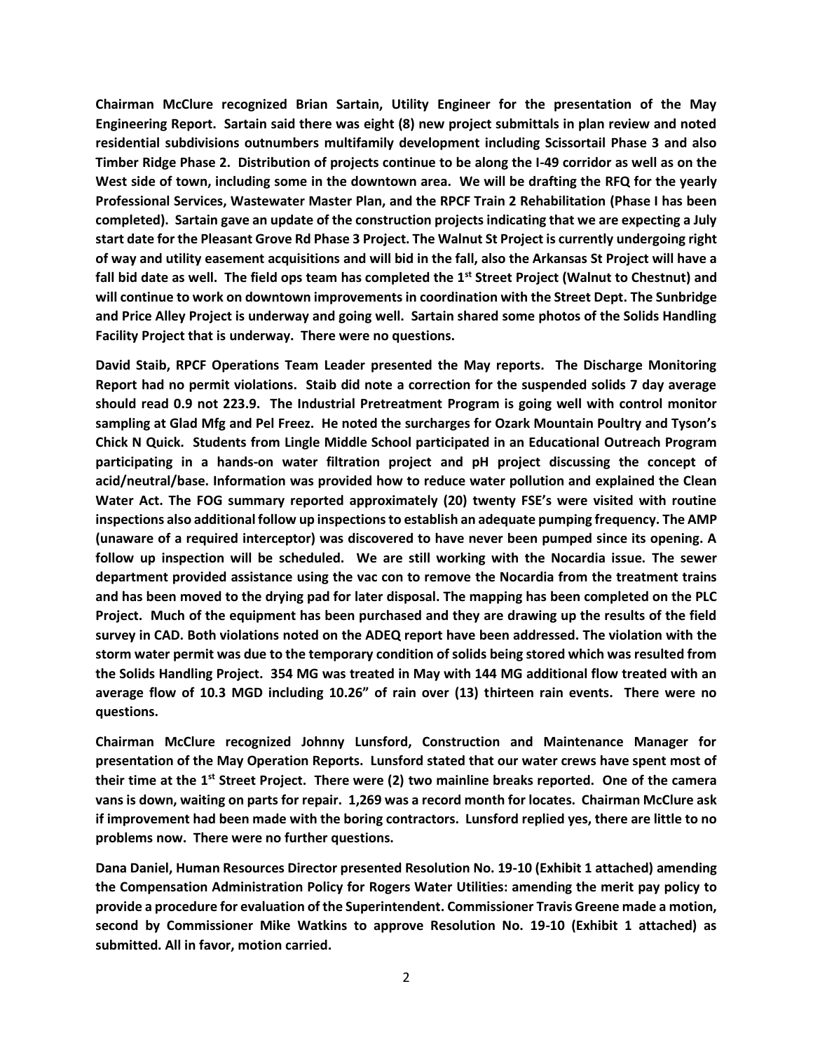**Chairman McClure recognized Brian Sartain, Utility Engineer for the presentation of the May Engineering Report. Sartain said there was eight (8) new project submittals in plan review and noted residential subdivisions outnumbers multifamily development including Scissortail Phase 3 and also Timber Ridge Phase 2. Distribution of projects continue to be along the I-49 corridor as well as on the West side of town, including some in the downtown area. We will be drafting the RFQ for the yearly Professional Services, Wastewater Master Plan, and the RPCF Train 2 Rehabilitation (Phase I has been completed). Sartain gave an update of the construction projects indicating that we are expecting a July start date for the Pleasant Grove Rd Phase 3 Project. The Walnut St Project is currently undergoing right of way and utility easement acquisitions and will bid in the fall, also the Arkansas St Project will have a fall bid date as well. The field ops team has completed the 1st Street Project (Walnut to Chestnut) and will continue to work on downtown improvements in coordination with the Street Dept. The Sunbridge and Price Alley Project is underway and going well. Sartain shared some photos of the Solids Handling Facility Project that is underway. There were no questions.**

**David Staib, RPCF Operations Team Leader presented the May reports. The Discharge Monitoring Report had no permit violations. Staib did note a correction for the suspended solids 7 day average should read 0.9 not 223.9. The Industrial Pretreatment Program is going well with control monitor sampling at Glad Mfg and Pel Freez. He noted the surcharges for Ozark Mountain Poultry and Tyson's Chick N Quick. Students from Lingle Middle School participated in an Educational Outreach Program participating in a hands-on water filtration project and pH project discussing the concept of acid/neutral/base. Information was provided how to reduce water pollution and explained the Clean Water Act. The FOG summary reported approximately (20) twenty FSE's were visited with routine inspections also additional follow up inspections to establish an adequate pumping frequency. The AMP (unaware of a required interceptor) was discovered to have never been pumped since its opening. A follow up inspection will be scheduled. We are still working with the Nocardia issue. The sewer department provided assistance using the vac con to remove the Nocardia from the treatment trains and has been moved to the drying pad for later disposal. The mapping has been completed on the PLC Project. Much of the equipment has been purchased and they are drawing up the results of the field survey in CAD. Both violations noted on the ADEQ report have been addressed. The violation with the storm water permit was due to the temporary condition of solids being stored which was resulted from the Solids Handling Project. 354 MG was treated in May with 144 MG additional flow treated with an average flow of 10.3 MGD including 10.26" of rain over (13) thirteen rain events. There were no questions.**

**Chairman McClure recognized Johnny Lunsford, Construction and Maintenance Manager for presentation of the May Operation Reports. Lunsford stated that our water crews have spent most of their time at the 1st Street Project. There were (2) two mainline breaks reported. One of the camera vans is down, waiting on parts for repair. 1,269 was a record month for locates. Chairman McClure ask if improvement had been made with the boring contractors. Lunsford replied yes, there are little to no problems now. There were no further questions.**

**Dana Daniel, Human Resources Director presented Resolution No. 19-10 (Exhibit 1 attached) amending the Compensation Administration Policy for Rogers Water Utilities: amending the merit pay policy to provide a procedure for evaluation of the Superintendent. Commissioner Travis Greene made a motion, second by Commissioner Mike Watkins to approve Resolution No. 19-10 (Exhibit 1 attached) as submitted. All in favor, motion carried.**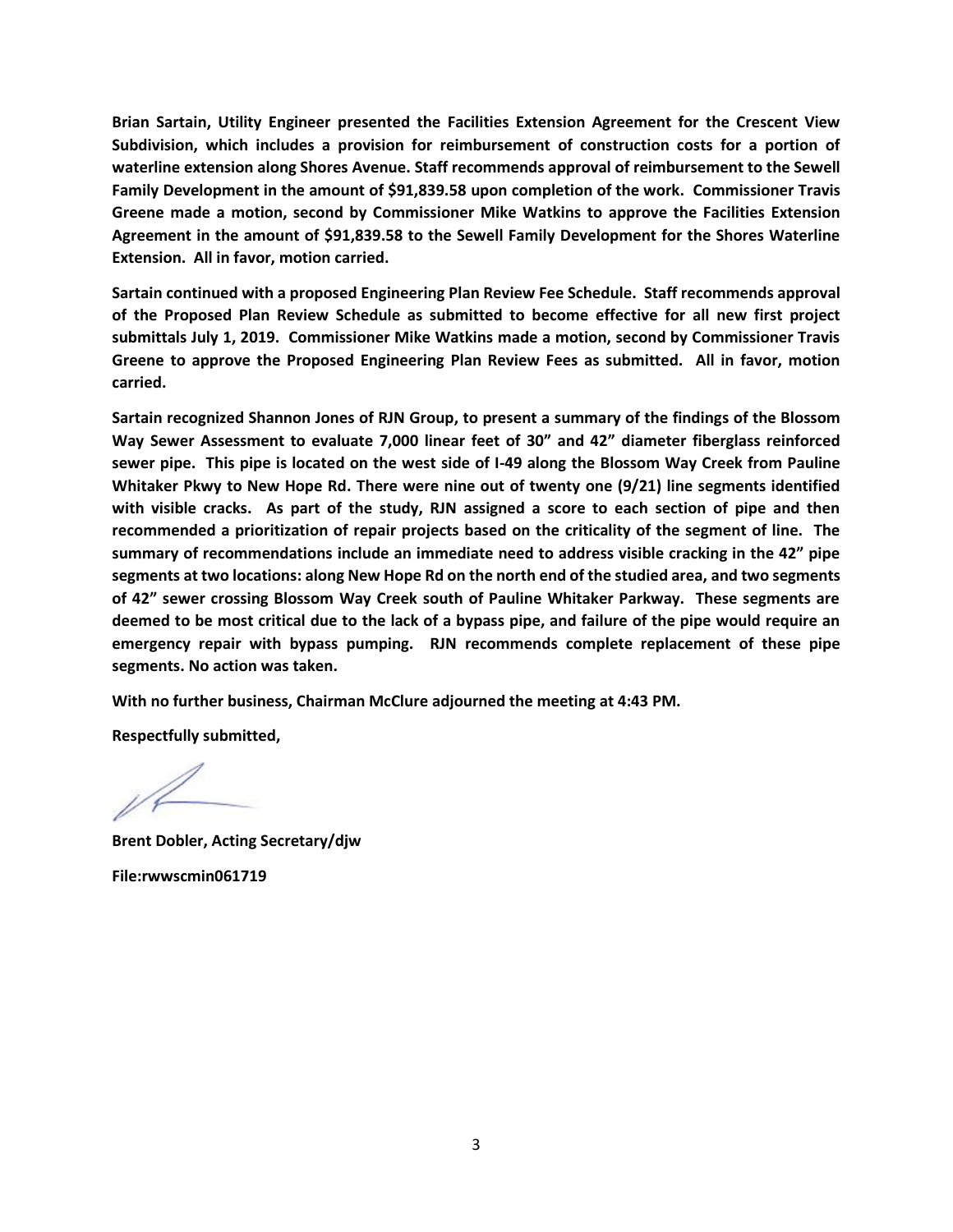**Brian Sartain, Utility Engineer presented the Facilities Extension Agreement for the Crescent View Subdivision, which includes a provision for reimbursement of construction costs for a portion of waterline extension along Shores Avenue. Staff recommends approval of reimbursement to the Sewell Family Development in the amount of $91,839.58 upon completion of the work. Commissioner Travis Greene made a motion, second by Commissioner Mike Watkins to approve the Facilities Extension Agreement in the amount of $91,839.58 to the Sewell Family Development for the Shores Waterline Extension. All in favor, motion carried.**

**Sartain continued with a proposed Engineering Plan Review Fee Schedule. Staff recommends approval of the Proposed Plan Review Schedule as submitted to become effective for all new first project submittals July 1, 2019. Commissioner Mike Watkins made a motion, second by Commissioner Travis Greene to approve the Proposed Engineering Plan Review Fees as submitted. All in favor, motion carried.**

**Sartain recognized Shannon Jones of RJN Group, to present a summary of the findings of the Blossom Way Sewer Assessment to evaluate 7,000 linear feet of 30" and 42" diameter fiberglass reinforced sewer pipe. This pipe is located on the west side of I-49 along the Blossom Way Creek from Pauline Whitaker Pkwy to New Hope Rd. There were nine out of twenty one (9/21) line segments identified with visible cracks. As part of the study, RJN assigned a score to each section of pipe and then recommended a prioritization of repair projects based on the criticality of the segment of line. The summary of recommendations include an immediate need to address visible cracking in the 42" pipe segments at two locations: along New Hope Rd on the north end of the studied area, and two segments of 42" sewer crossing Blossom Way Creek south of Pauline Whitaker Parkway. These segments are deemed to be most critical due to the lack of a bypass pipe, and failure of the pipe would require an emergency repair with bypass pumping. RJN recommends complete replacement of these pipe segments. No action was taken.**

**With no further business, Chairman McClure adjourned the meeting at 4:43 PM.**

**Respectfully submitted,**

**Brent Dobler, Acting Secretary/djw**

**File:rwwscmin061719**